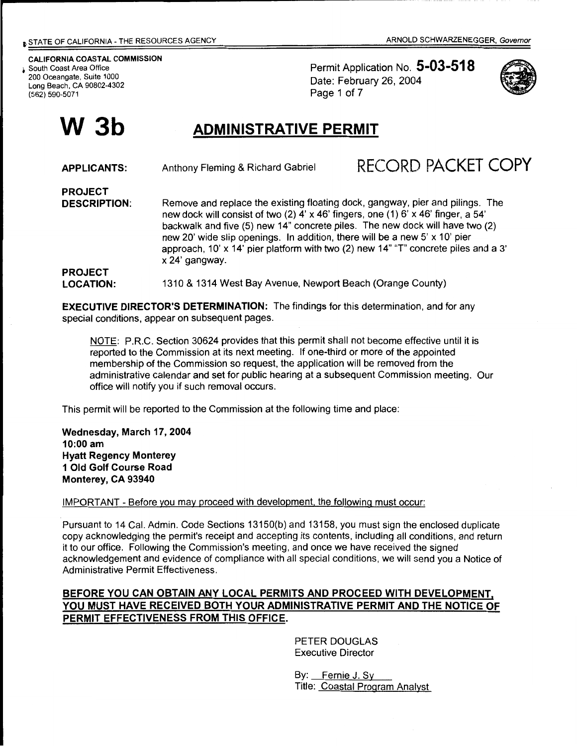STATE OF CALIFORNIA - THE RESOURCES AGENCY

ARNOLD SCHWARZENEGGER, *Governor*

**CALIFORNIA COASTAL COMMISSION**
South Coast Area Office
200 Oceangate, Suite 1000
Long Beach, CA 90802-4302
(562) 590-5071

Permit Application No. **5-03-518**
Date: February 26, 2004

# W 3b

## ADMINISTRATIVE PERMIT

RECORD PACKET COPY

**APPLICANTS:** Anthony Fleming & Richard Gabriel

**PROJECT DESCRIPTION:** Remove and replace the existing floating dock, gangway, pier and pilings. The new dock will consist of two (2) 4' x 46' fingers, one (1) 6' x 46' finger, a 54' backwalk and five (5) new 14" concrete piles. The new dock will have two (2) new 20' wide slip openings. In addition, there will be a new 5' x 10' pier approach, 10' x 14' pier platform with two (2) new 14" "T" concrete piles and a 3' x 24' gangway.

**PROJECT LOCATION:** 1310 & 1314 West Bay Avenue, Newport Beach (Orange County)

**EXECUTIVE DIRECTOR'S DETERMINATION:** The findings for this determination, and for any special conditions, appear on subsequent pages.

> NOTE: P.R.C. Section 30624 provides that this permit shall not become effective until it is reported to the Commission at its next meeting. If one-third or more of the appointed membership of the Commission so request, the application will be removed from the administrative calendar and set for public hearing at a subsequent Commission meeting. Our office will notify you if such removal occurs.

This permit will be reported to the Commission at the following time and place:

**Wednesday, March 17, 2004**
**10:00 am**
**Hyatt Regency Monterey**
**1 Old Golf Course Road**
**Monterey, CA 93940**

IMPORTANT - Before you may proceed with development, the following must occur:

Pursuant to 14 Cal. Admin. Code Sections 13150(b) and 13158, you must sign the enclosed duplicate copy acknowledging the permit's receipt and accepting its contents, including all conditions, and return it to our office. Following the Commission's meeting, and once we have received the signed acknowledgement and evidence of compliance with all special conditions, we will send you a Notice of Administrative Permit Effectiveness.

**BEFORE YOU CAN OBTAIN ANY LOCAL PERMITS AND PROCEED WITH DEVELOPMENT, YOU MUST HAVE RECEIVED BOTH YOUR ADMINISTRATIVE PERMIT AND THE NOTICE OF PERMIT EFFECTIVENESS FROM THIS OFFICE.**

PETER DOUGLAS
Executive Director

By: Fernie J. Sy
Title: Coastal Program Analyst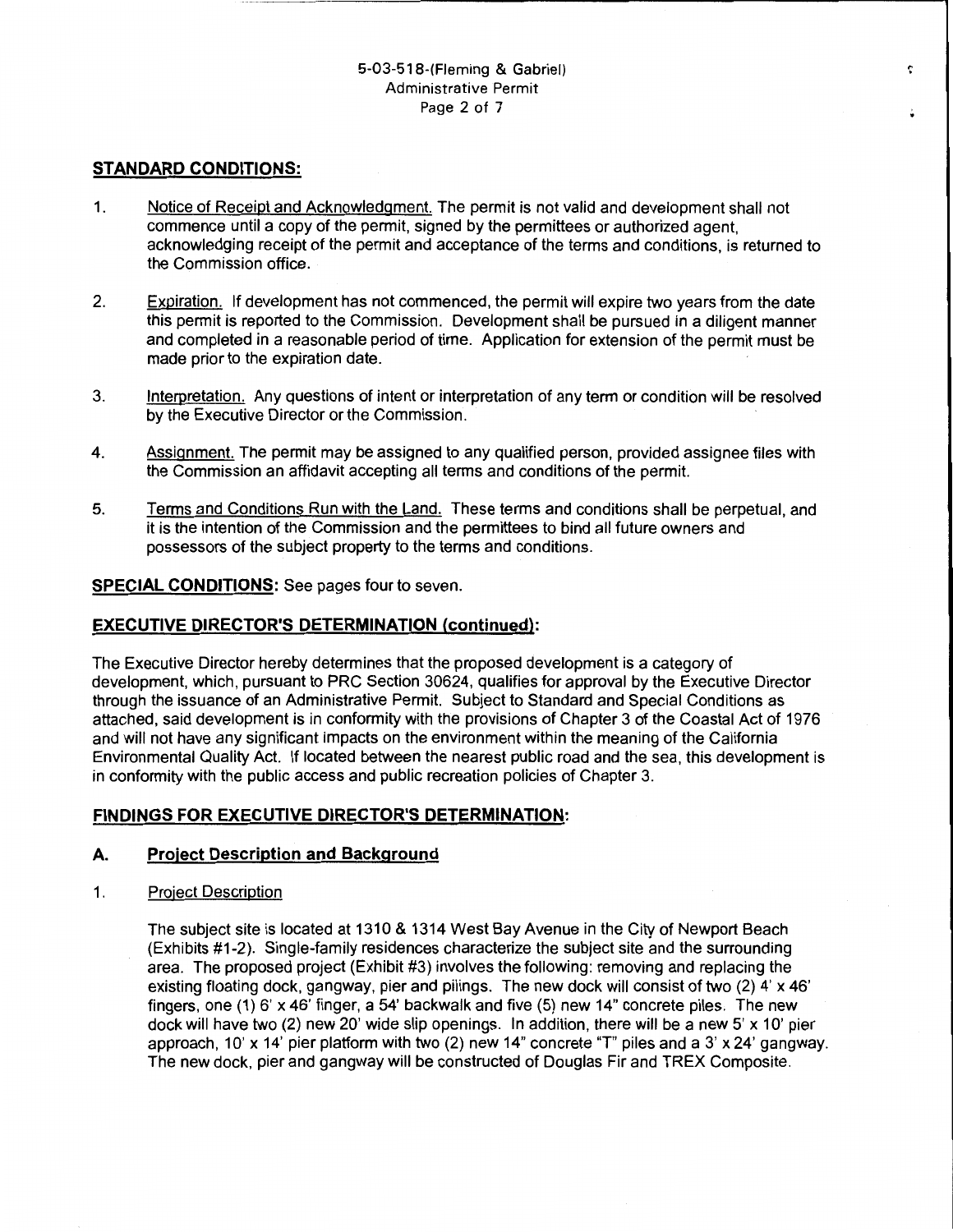## STANDARD CONDITIONS:

1. Notice of Receipt and Acknowledgment. The permit is not valid and development shall not commence until a copy of the permit, signed by the permittees or authorized agent, acknowledging receipt of the permit and acceptance of the terms and conditions, is returned to the Commission office.

2. Expiration. If development has not commenced, the permit will expire two years from the date this permit is reported to the Commission. Development shall be pursued in a diligent manner and completed in a reasonable period of time. Application for extension of the permit must be made prior to the expiration date.

3. Interpretation. Any questions of intent or interpretation of any term or condition will be resolved by the Executive Director or the Commission.

4. Assignment. The permit may be assigned to any qualified person, provided assignee files with the Commission an affidavit accepting all terms and conditions of the permit.

5. Terms and Conditions Run with the Land. These terms and conditions shall be perpetual, and it is the intention of the Commission and the permittees to bind all future owners and possessors of the subject property to the terms and conditions.

**SPECIAL CONDITIONS:** See pages four to seven.

## EXECUTIVE DIRECTOR'S DETERMINATION (continued):

The Executive Director hereby determines that the proposed development is a category of development, which, pursuant to PRC Section 30624, qualifies for approval by the Executive Director through the issuance of an Administrative Permit. Subject to Standard and Special Conditions as attached, said development is in conformity with the provisions of Chapter 3 of the Coastal Act of 1976 and will not have any significant impacts on the environment within the meaning of the California Environmental Quality Act. If located between the nearest public road and the sea, this development is in conformity with the public access and public recreation policies of Chapter 3.

## FINDINGS FOR EXECUTIVE DIRECTOR'S DETERMINATION:

### A. Project Description and Background

1. Project Description

   The subject site is located at 1310 & 1314 West Bay Avenue in the City of Newport Beach (Exhibits #1-2). Single-family residences characterize the subject site and the surrounding area. The proposed project (Exhibit #3) involves the following: removing and replacing the existing floating dock, gangway, pier and pilings. The new dock will consist of two (2) 4' x 46' fingers, one (1) 6' x 46' finger, a 54' backwalk and five (5) new 14" concrete piles. The new dock will have two (2) new 20' wide slip openings. In addition, there will be a new 5' x 10' pier approach, 10' x 14' pier platform with two (2) new 14" concrete "T" piles and a 3' x 24' gangway. The new dock, pier and gangway will be constructed of Douglas Fir and TREX Composite.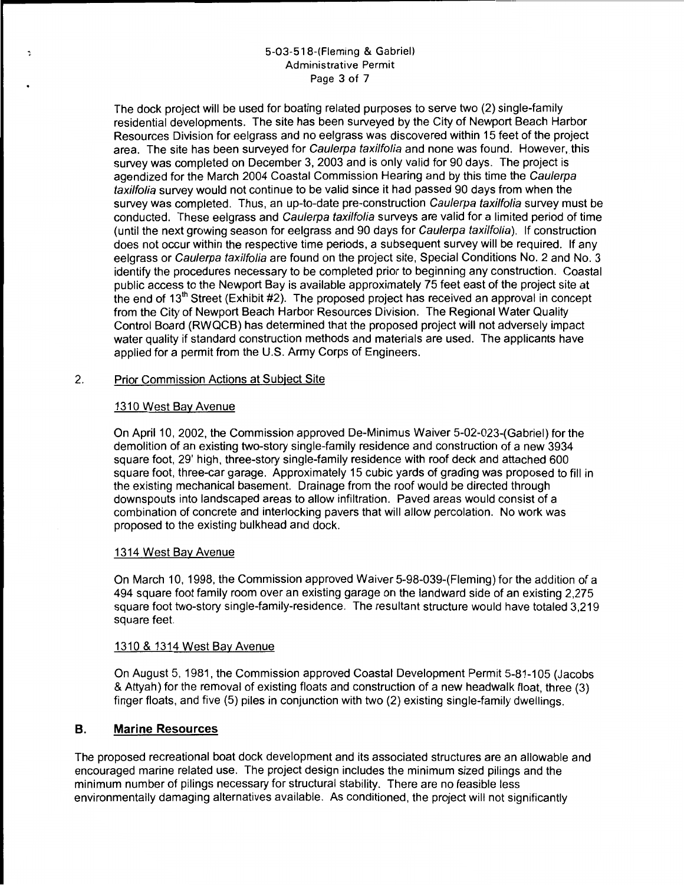The dock project will be used for boating related purposes to serve two (2) single-family residential developments. The site has been surveyed by the City of Newport Beach Harbor Resources Division for eelgrass and no eelgrass was discovered within 15 feet of the project area. The site has been surveyed for *Caulerpa taxilfolia* and none was found. However, this survey was completed on December 3, 2003 and is only valid for 90 days. The project is agendized for the March 2004 Coastal Commission Hearing and by this time the *Caulerpa taxilfolia* survey would not continue to be valid since it had passed 90 days from when the survey was completed. Thus, an up-to-date pre-construction *Caulerpa taxilfolia* survey must be conducted. These eelgrass and *Caulerpa taxilfolia* surveys are valid for a limited period of time (until the next growing season for eelgrass and 90 days for *Caulerpa taxilfolia*). If construction does not occur within the respective time periods, a subsequent survey will be required. If any eelgrass or *Caulerpa taxilfolia* are found on the project site, Special Conditions No. 2 and No. 3 identify the procedures necessary to be completed prior to beginning any construction. Coastal public access to the Newport Bay is available approximately 75 feet east of the project site at the end of 13th Street (Exhibit #2). The proposed project has received an approval in concept from the City of Newport Beach Harbor Resources Division. The Regional Water Quality Control Board (RWQCB) has determined that the proposed project will not adversely impact water quality if standard construction methods and materials are used. The applicants have applied for a permit from the U.S. Army Corps of Engineers.

2. Prior Commission Actions at Subject Site

1310 West Bay Avenue

On April 10, 2002, the Commission approved De-Minimus Waiver 5-02-023-(Gabriel) for the demolition of an existing two-story single-family residence and construction of a new 3934 square foot, 29' high, three-story single-family residence with roof deck and attached 600 square foot, three-car garage. Approximately 15 cubic yards of grading was proposed to fill in the existing mechanical basement. Drainage from the roof would be directed through downspouts into landscaped areas to allow infiltration. Paved areas would consist of a combination of concrete and interlocking pavers that will allow percolation. No work was proposed to the existing bulkhead and dock.

1314 West Bay Avenue

On March 10, 1998, the Commission approved Waiver 5-98-039-(Fleming) for the addition of a 494 square foot family room over an existing garage on the landward side of an existing 2,275 square foot two-story single-family-residence. The resultant structure would have totaled 3,219 square feet.

1310 & 1314 West Bay Avenue

On August 5, 1981, the Commission approved Coastal Development Permit 5-81-105 (Jacobs & Attyah) for the removal of existing floats and construction of a new headwalk float, three (3) finger floats, and five (5) piles in conjunction with two (2) existing single-family dwellings.

## B. Marine Resources

The proposed recreational boat dock development and its associated structures are an allowable and encouraged marine related use. The project design includes the minimum sized pilings and the minimum number of pilings necessary for structural stability. There are no feasible less environmentally damaging alternatives available. As conditioned, the project will not significantly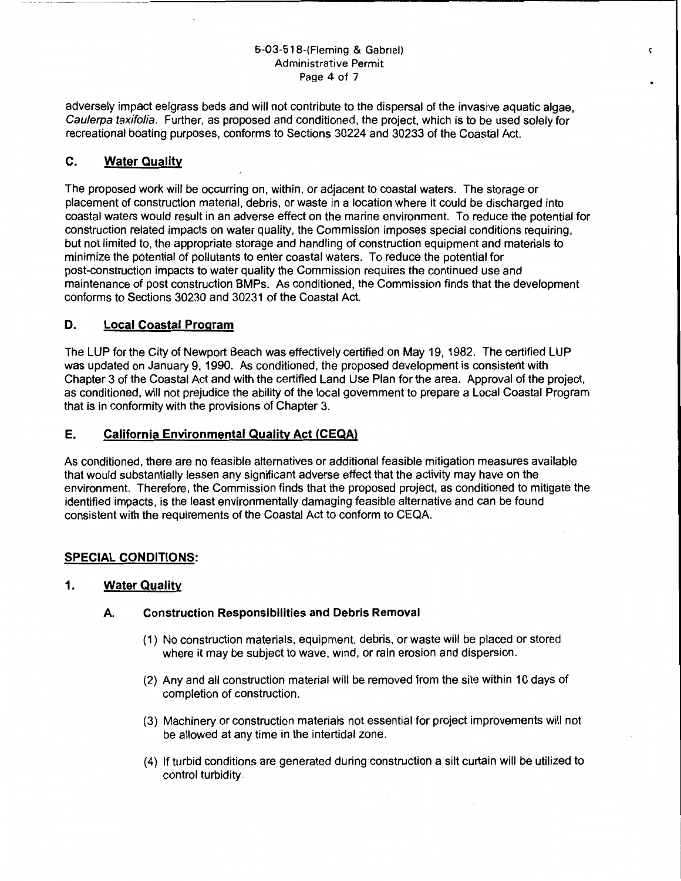adversely impact eelgrass beds and will not contribute to the dispersal of the invasive aquatic algae, *Caulerpa taxifolia*. Further, as proposed and conditioned, the project, which is to be used solely for recreational boating purposes, conforms to Sections 30224 and 30233 of the Coastal Act.

### C. Water Quality

The proposed work will be occurring on, within, or adjacent to coastal waters. The storage or placement of construction material, debris, or waste in a location where it could be discharged into coastal waters would result in an adverse effect on the marine environment. To reduce the potential for construction related impacts on water quality, the Commission imposes special conditions requiring, but not limited to, the appropriate storage and handling of construction equipment and materials to minimize the potential of pollutants to enter coastal waters. To reduce the potential for post-construction impacts to water quality the Commission requires the continued use and maintenance of post construction BMPs. As conditioned, the Commission finds that the development conforms to Sections 30230 and 30231 of the Coastal Act.

### D. Local Coastal Program

The LUP for the City of Newport Beach was effectively certified on May 19, 1982. The certified LUP was updated on January 9, 1990. As conditioned, the proposed development is consistent with Chapter 3 of the Coastal Act and with the certified Land Use Plan for the area. Approval of the project, as conditioned, will not prejudice the ability of the local government to prepare a Local Coastal Program that is in conformity with the provisions of Chapter 3.

### E. California Environmental Quality Act (CEQA)

As conditioned, there are no feasible alternatives or additional feasible mitigation measures available that would substantially lessen any significant adverse effect that the activity may have on the environment. Therefore, the Commission finds that the proposed project, as conditioned to mitigate the identified impacts, is the least environmentally damaging feasible alternative and can be found consistent with the requirements of the Coastal Act to conform to CEQA.

## SPECIAL CONDITIONS:

### 1. Water Quality

#### A. Construction Responsibilities and Debris Removal

(1) No construction materials, equipment, debris, or waste will be placed or stored where it may be subject to wave, wind, or rain erosion and dispersion.

(2) Any and all construction material will be removed from the site within 10 days of completion of construction.

(3) Machinery or construction materials not essential for project improvements will not be allowed at any time in the intertidal zone.

(4) If turbid conditions are generated during construction a silt curtain will be utilized to control turbidity.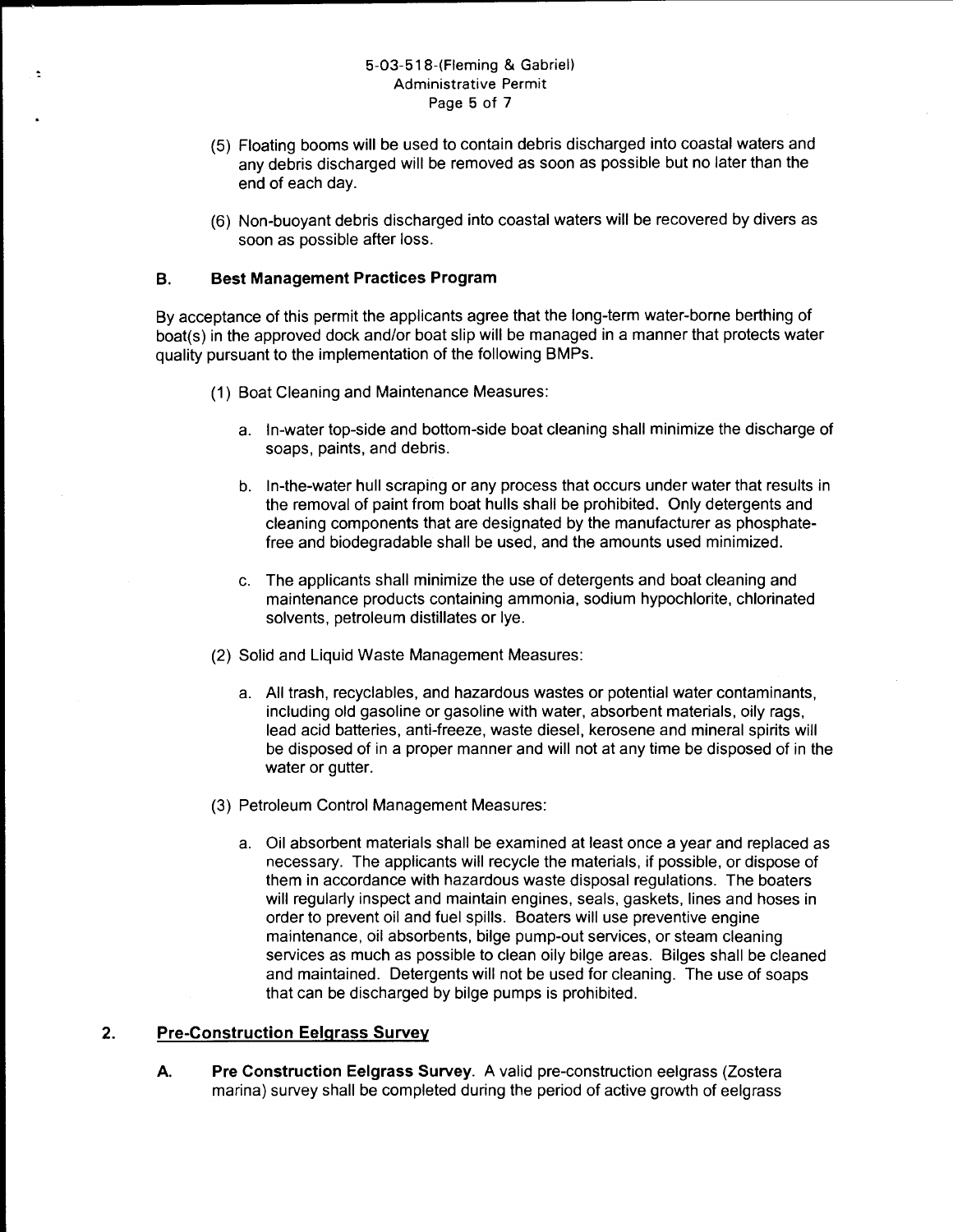(5) Floating booms will be used to contain debris discharged into coastal waters and any debris discharged will be removed as soon as possible but no later than the end of each day.

(6) Non-buoyant debris discharged into coastal waters will be recovered by divers as soon as possible after loss.

### B. Best Management Practices Program

By acceptance of this permit the applicants agree that the long-term water-borne berthing of boat(s) in the approved dock and/or boat slip will be managed in a manner that protects water quality pursuant to the implementation of the following BMPs.

(1) Boat Cleaning and Maintenance Measures:

a. In-water top-side and bottom-side boat cleaning shall minimize the discharge of soaps, paints, and debris.

b. In-the-water hull scraping or any process that occurs under water that results in the removal of paint from boat hulls shall be prohibited. Only detergents and cleaning components that are designated by the manufacturer as phosphate-free and biodegradable shall be used, and the amounts used minimized.

c. The applicants shall minimize the use of detergents and boat cleaning and maintenance products containing ammonia, sodium hypochlorite, chlorinated solvents, petroleum distillates or lye.

(2) Solid and Liquid Waste Management Measures:

a. All trash, recyclables, and hazardous wastes or potential water contaminants, including old gasoline or gasoline with water, absorbent materials, oily rags, lead acid batteries, anti-freeze, waste diesel, kerosene and mineral spirits will be disposed of in a proper manner and will not at any time be disposed of in the water or gutter.

(3) Petroleum Control Management Measures:

a. Oil absorbent materials shall be examined at least once a year and replaced as necessary. The applicants will recycle the materials, if possible, or dispose of them in accordance with hazardous waste disposal regulations. The boaters will regularly inspect and maintain engines, seals, gaskets, lines and hoses in order to prevent oil and fuel spills. Boaters will use preventive engine maintenance, oil absorbents, bilge pump-out services, or steam cleaning services as much as possible to clean oily bilge areas. Bilges shall be cleaned and maintained. Detergents will not be used for cleaning. The use of soaps that can be discharged by bilge pumps is prohibited.

## 2. Pre-Construction Eelgrass Survey

**A. Pre Construction Eelgrass Survey.** A valid pre-construction eelgrass (Zostera marina) survey shall be completed during the period of active growth of eelgrass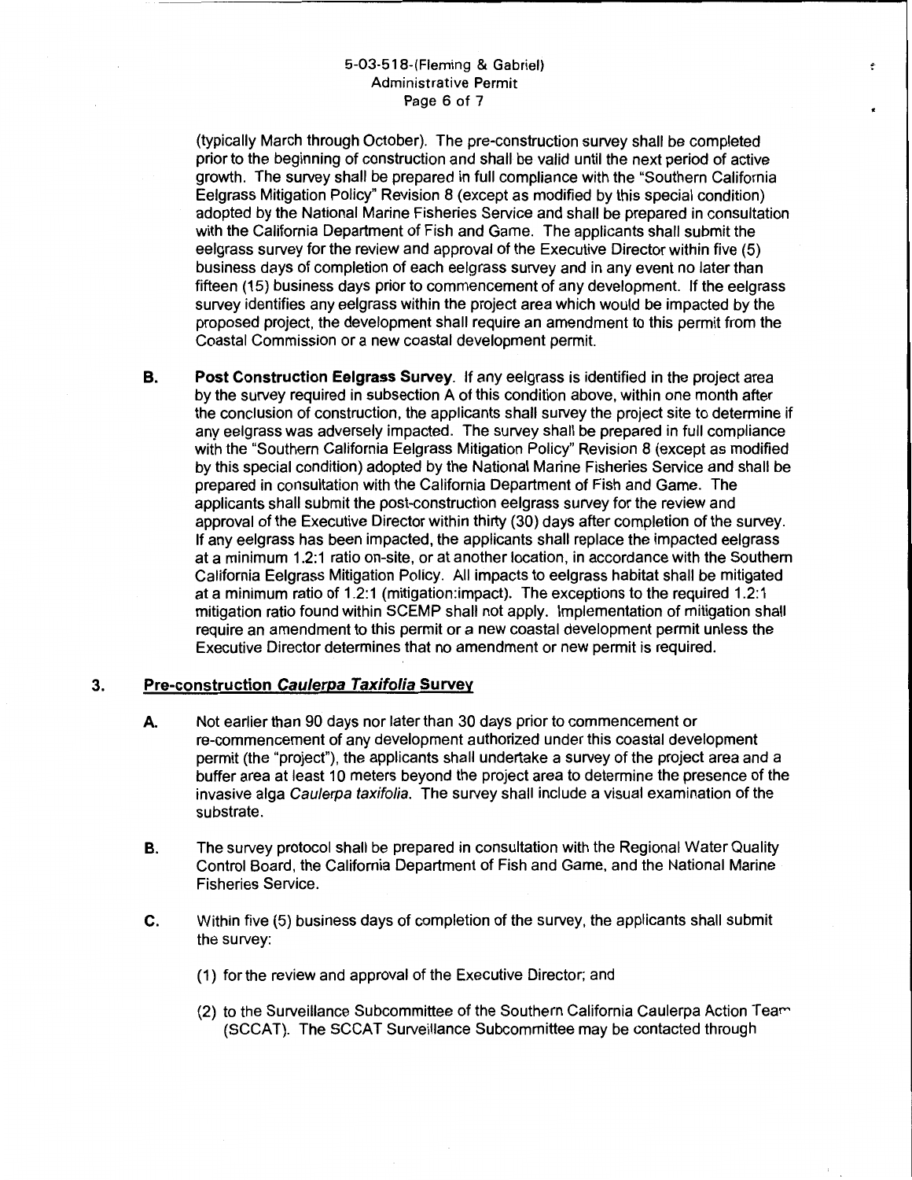(typically March through October). The pre-construction survey shall be completed prior to the beginning of construction and shall be valid until the next period of active growth. The survey shall be prepared in full compliance with the "Southern California Eelgrass Mitigation Policy" Revision 8 (except as modified by this special condition) adopted by the National Marine Fisheries Service and shall be prepared in consultation with the California Department of Fish and Game. The applicants shall submit the eelgrass survey for the review and approval of the Executive Director within five (5) business days of completion of each eelgrass survey and in any event no later than fifteen (15) business days prior to commencement of any development. If the eelgrass survey identifies any eelgrass within the project area which would be impacted by the proposed project, the development shall require an amendment to this permit from the Coastal Commission or a new coastal development permit.

**B.** **Post Construction Eelgrass Survey**. If any eelgrass is identified in the project area by the survey required in subsection A of this condition above, within one month after the conclusion of construction, the applicants shall survey the project site to determine if any eelgrass was adversely impacted. The survey shall be prepared in full compliance with the "Southern California Eelgrass Mitigation Policy" Revision 8 (except as modified by this special condition) adopted by the National Marine Fisheries Service and shall be prepared in consultation with the California Department of Fish and Game. The applicants shall submit the post-construction eelgrass survey for the review and approval of the Executive Director within thirty (30) days after completion of the survey. If any eelgrass has been impacted, the applicants shall replace the impacted eelgrass at a minimum 1.2:1 ratio on-site, or at another location, in accordance with the Southern California Eelgrass Mitigation Policy. All impacts to eelgrass habitat shall be mitigated at a minimum ratio of 1.2:1 (mitigation:impact). The exceptions to the required 1.2:1 mitigation ratio found within SCEMP shall not apply. Implementation of mitigation shall require an amendment to this permit or a new coastal development permit unless the Executive Director determines that no amendment or new permit is required.

## 3. Pre-construction *Caulerpa Taxifolia* Survey

**A.** Not earlier than 90 days nor later than 30 days prior to commencement or re-commencement of any development authorized under this coastal development permit (the "project"), the applicants shall undertake a survey of the project area and a buffer area at least 10 meters beyond the project area to determine the presence of the invasive alga *Caulerpa taxifolia*. The survey shall include a visual examination of the substrate.

**B.** The survey protocol shall be prepared in consultation with the Regional Water Quality Control Board, the California Department of Fish and Game, and the National Marine Fisheries Service.

**C.** Within five (5) business days of completion of the survey, the applicants shall submit the survey:

(1) for the review and approval of the Executive Director; and

(2) to the Surveillance Subcommittee of the Southern California Caulerpa Action Team (SCCAT). The SCCAT Surveillance Subcommittee may be contacted through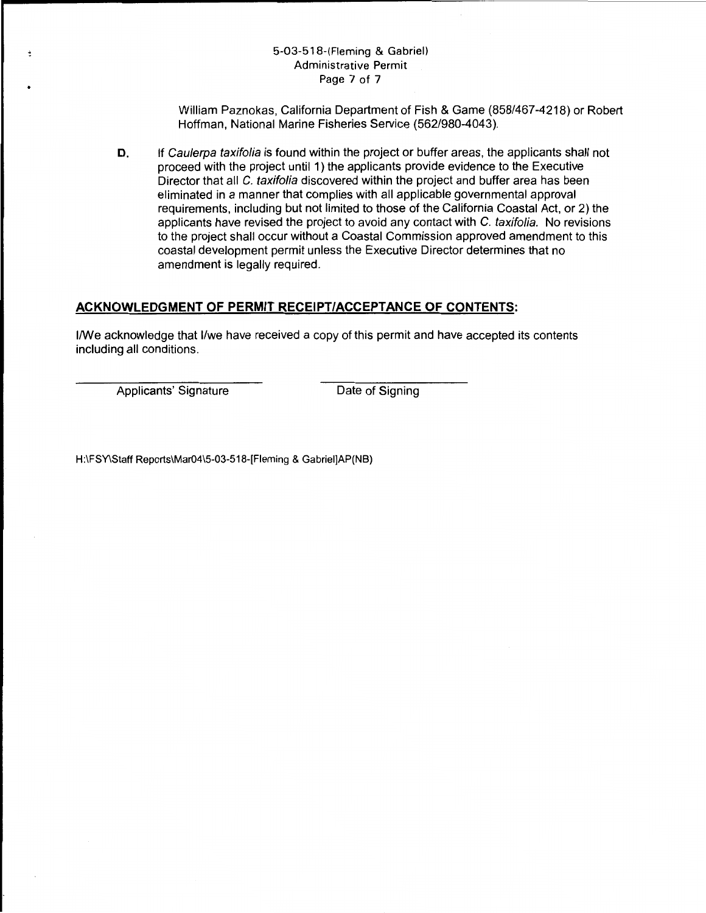William Paznokas, California Department of Fish & Game (858/467-4218) or Robert Hoffman, National Marine Fisheries Service (562/980-4043).

**D.** If *Caulerpa taxifolia* is found within the project or buffer areas, the applicants shall not proceed with the project until 1) the applicants provide evidence to the Executive Director that all *C. taxifolia* discovered within the project and buffer area has been eliminated in a manner that complies with all applicable governmental approval requirements, including but not limited to those of the California Coastal Act, or 2) the applicants have revised the project to avoid any contact with *C. taxifolia*. No revisions to the project shall occur without a Coastal Commission approved amendment to this coastal development permit unless the Executive Director determines that no amendment is legally required.

## ACKNOWLEDGMENT OF PERMIT RECEIPT/ACCEPTANCE OF CONTENTS:

I/We acknowledge that I/we have received a copy of this permit and have accepted its contents including all conditions.

\_\_\_\_\_\_\_\_\_\_\_\_\_\_\_\_\_\_\_\_\_\_\_\_\_\_ \_\_\_\_\_\_\_\_\_\_\_\_\_\_\_\_\_\_\_\_\_\_

Applicants' Signature Date of Signing

H:\FSY\Staff Reports\Mar04\5-03-518-[Fleming & Gabriel]AP(NB)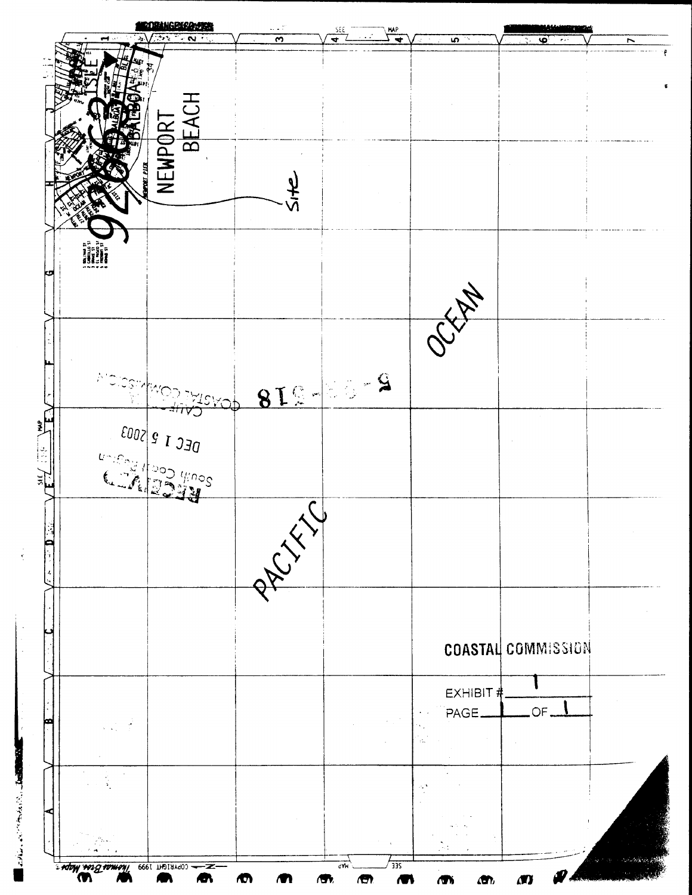NEWPORT BEACH

Site

OCEAN

PACIFIC

RECEIVED
South Coast Region

DEC 1 5 2003

CALIFORNIA
COASTAL COMMISSION

5-03-518

COASTAL COMMISSION

EXHIBIT # 1

PAGE 1 OF 1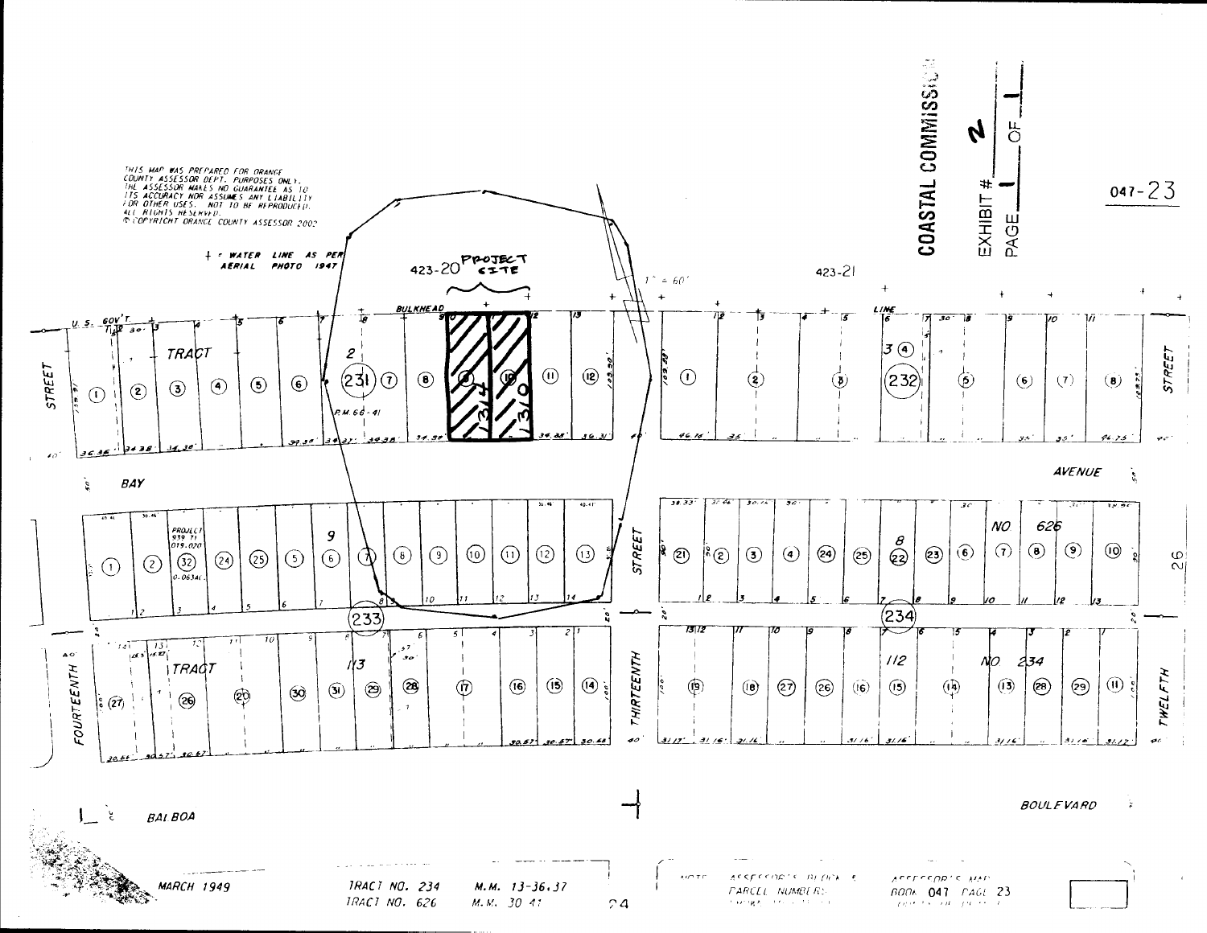COASTAL COMMISSION

EXHIBIT # 2

PAGE 1 OF 1

047-23

THIS MAP WAS PREPARED FOR ORANGE COUNTY ASSESSOR DEPT. PURPOSES ONLY. THE ASSESSOR MAKES NO GUARANTEE AS TO ITS ACCURACY NOR ASSUMES ANY LIABILITY FOR OTHER USES. NOT TO BE REPRODUCED. ALL RIGHTS RESERVED.
© COPYRIGHT ORANGE COUNTY ASSESSOR 2002

+ = WATER LINE AS PER AERIAL PHOTO 1947

423-20 PROJECT SITE

423-21

1" = 60'

BULKHEAD LINE

U.S. GOV'T.

TRACT

STREET

BAY AVENUE

STREET

P.M. 66-41

PROJECT 939 71 019.020 0.063AC

NO 626

THIRTEENTH

FOURTEENTH

TWELFTH

TRACT

113

112

NO 234

BALBOA BOULEVARD

MARCH 1949

TRACT NO. 234 M.M. 13-36,37

TRACT NO. 626 M.M. 30 41

NOTE ASSESSOR'S BLOCK & PARCEL NUMBERS SHOWN IN CIRCLES

ASSESSOR'S MAP BOOK 047 PAGE 23 COUNTY OF ORANGE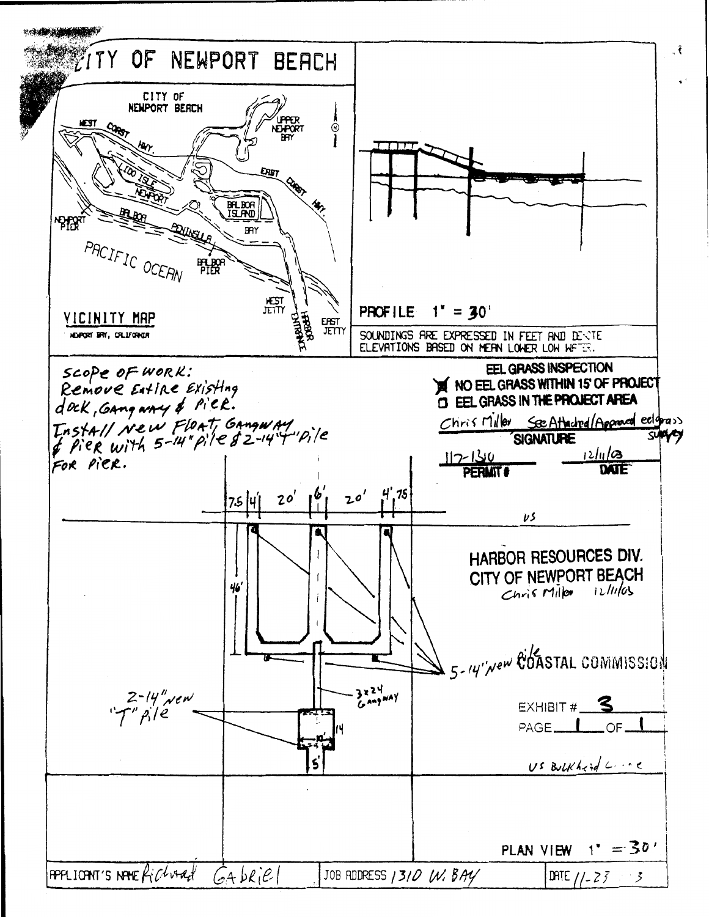# CITY OF NEWPORT BEACH

CITY OF NEWPORT BEACH

WEST COAST HWY.

LIDO ISLE

NEWPORT

BALBOA

PENINSULA

NEWPORT PIER

UPPER NEWPORT BAY

EAST COAST HWY.

BALBOA ISLAND

BAY

PACIFIC OCEAN

BALBOA PIER

WEST JETTY

HARBOR ENTRANCE

EAST JETTY

N

**VICINITY MAP**

NEWPORT BAY, CALIFORNIA

PROFILE 1" = 30'

SOUNDINGS ARE EXPRESSED IN FEET AND DENOTE ELEVATIONS BASED ON MEAN LOWER LOW WATER.

Scope of Work:
Remove Entire Existing dock, Gangway & Pier.
Install New Float, Gangway & Pier with 5-14" pile & 2-14" "T" Pile For Pier.

**EEL GRASS INSPECTION**

☒ NO EEL GRASS WITHIN 15' OF PROJECT
☐ EEL GRASS IN THE PROJECT AREA

Chris Miller See Attached/Approved eelgrass survey

SIGNATURE

112-1310 — PERMIT #

12/11/03 — DATE

7.5 | 4' | 20' | 6' | 20' | 4' | 7.5

46'

US

HARBOR RESOURCES DIV.
CITY OF NEWPORT BEACH
Chris Miller 12/11/03

5-14" new pile

COASTAL COMMISSION

EXHIBIT # 3

PAGE 1 OF 1

2-14" new "T" pile

3x24 Gangway

14

10'

5'

US Bulkhead Line

PLAN VIEW 1" = 30'

APPLICANT'S NAME Richard Gabriel | JOB ADDRESS 1310 W. BAY | DATE 11-23-03